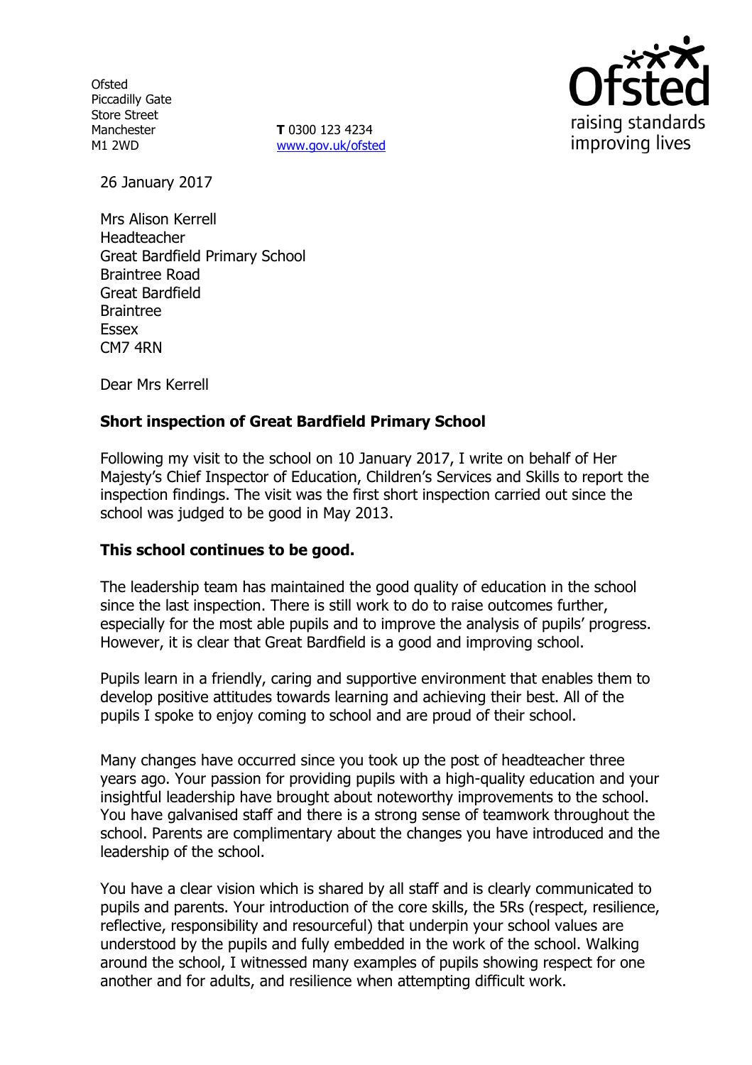Ofsted
Piccadilly Gate
Store Street
Manchester
M1 2WD

**T** 0300 123 4234
www.gov.uk/ofsted

26 January 2017

Mrs Alison Kerrell
Headteacher
Great Bardfield Primary School
Braintree Road
Great Bardfield
Braintree
Essex
CM7 4RN

Dear Mrs Kerrell

**Short inspection of Great Bardfield Primary School**

Following my visit to the school on 10 January 2017, I write on behalf of Her Majesty's Chief Inspector of Education, Children's Services and Skills to report the inspection findings. The visit was the first short inspection carried out since the school was judged to be good in May 2013.

**This school continues to be good.**

The leadership team has maintained the good quality of education in the school since the last inspection. There is still work to do to raise outcomes further, especially for the most able pupils and to improve the analysis of pupils' progress. However, it is clear that Great Bardfield is a good and improving school.

Pupils learn in a friendly, caring and supportive environment that enables them to develop positive attitudes towards learning and achieving their best. All of the pupils I spoke to enjoy coming to school and are proud of their school.

Many changes have occurred since you took up the post of headteacher three years ago. Your passion for providing pupils with a high-quality education and your insightful leadership have brought about noteworthy improvements to the school. You have galvanised staff and there is a strong sense of teamwork throughout the school. Parents are complimentary about the changes you have introduced and the leadership of the school.

You have a clear vision which is shared by all staff and is clearly communicated to pupils and parents. Your introduction of the core skills, the 5Rs (respect, resilience, reflective, responsibility and resourceful) that underpin your school values are understood by the pupils and fully embedded in the work of the school. Walking around the school, I witnessed many examples of pupils showing respect for one another and for adults, and resilience when attempting difficult work.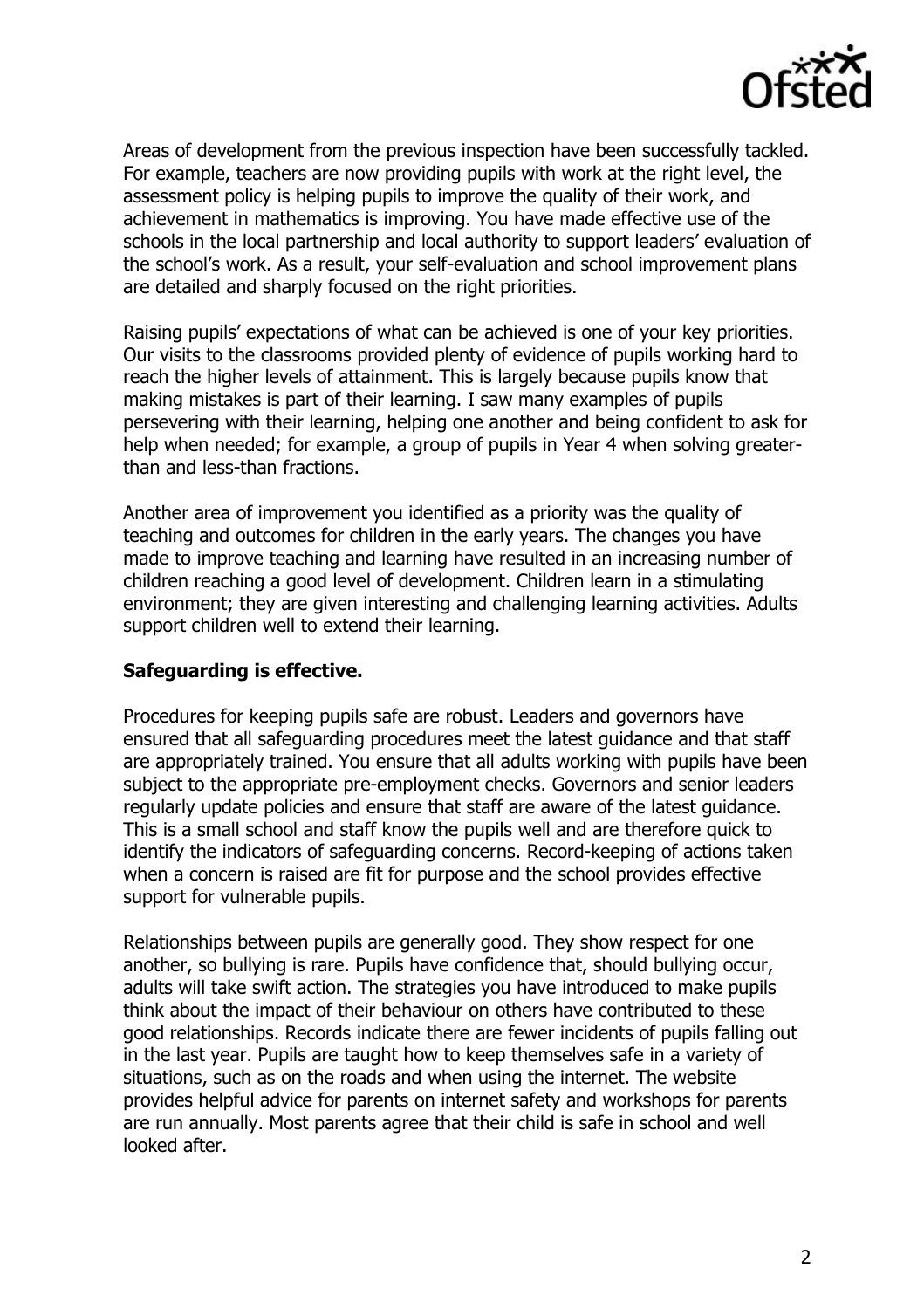Areas of development from the previous inspection have been successfully tackled. For example, teachers are now providing pupils with work at the right level, the assessment policy is helping pupils to improve the quality of their work, and achievement in mathematics is improving. You have made effective use of the schools in the local partnership and local authority to support leaders' evaluation of the school's work. As a result, your self-evaluation and school improvement plans are detailed and sharply focused on the right priorities.

Raising pupils' expectations of what can be achieved is one of your key priorities. Our visits to the classrooms provided plenty of evidence of pupils working hard to reach the higher levels of attainment. This is largely because pupils know that making mistakes is part of their learning. I saw many examples of pupils persevering with their learning, helping one another and being confident to ask for help when needed; for example, a group of pupils in Year 4 when solving greater-than and less-than fractions.

Another area of improvement you identified as a priority was the quality of teaching and outcomes for children in the early years. The changes you have made to improve teaching and learning have resulted in an increasing number of children reaching a good level of development. Children learn in a stimulating environment; they are given interesting and challenging learning activities. Adults support children well to extend their learning.

**Safeguarding is effective.**

Procedures for keeping pupils safe are robust. Leaders and governors have ensured that all safeguarding procedures meet the latest guidance and that staff are appropriately trained. You ensure that all adults working with pupils have been subject to the appropriate pre-employment checks. Governors and senior leaders regularly update policies and ensure that staff are aware of the latest guidance. This is a small school and staff know the pupils well and are therefore quick to identify the indicators of safeguarding concerns. Record-keeping of actions taken when a concern is raised are fit for purpose and the school provides effective support for vulnerable pupils.

Relationships between pupils are generally good. They show respect for one another, so bullying is rare. Pupils have confidence that, should bullying occur, adults will take swift action. The strategies you have introduced to make pupils think about the impact of their behaviour on others have contributed to these good relationships. Records indicate there are fewer incidents of pupils falling out in the last year. Pupils are taught how to keep themselves safe in a variety of situations, such as on the roads and when using the internet. The website provides helpful advice for parents on internet safety and workshops for parents are run annually. Most parents agree that their child is safe in school and well looked after.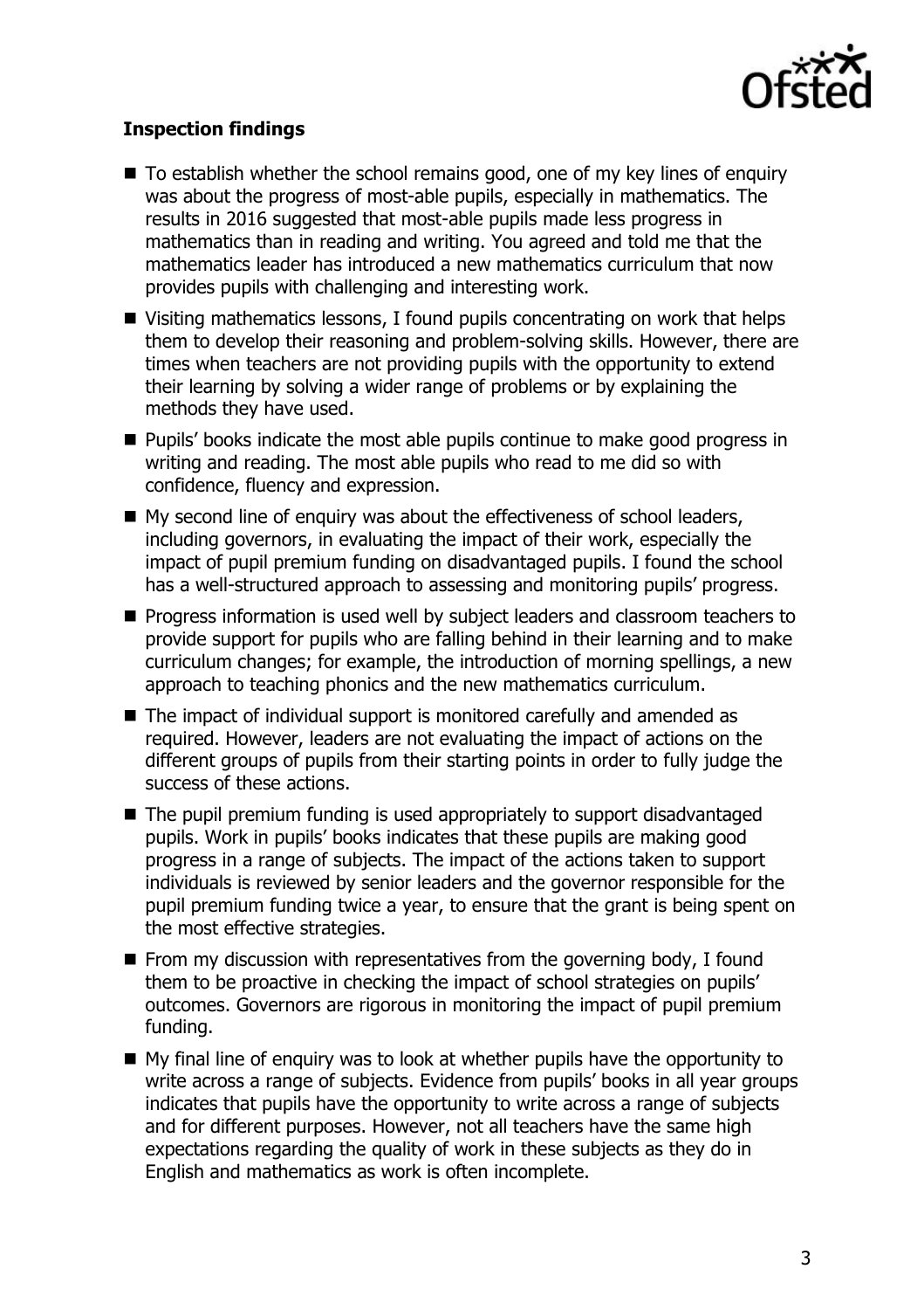**Inspection findings**

- To establish whether the school remains good, one of my key lines of enquiry was about the progress of most-able pupils, especially in mathematics. The results in 2016 suggested that most-able pupils made less progress in mathematics than in reading and writing. You agreed and told me that the mathematics leader has introduced a new mathematics curriculum that now provides pupils with challenging and interesting work.
- Visiting mathematics lessons, I found pupils concentrating on work that helps them to develop their reasoning and problem-solving skills. However, there are times when teachers are not providing pupils with the opportunity to extend their learning by solving a wider range of problems or by explaining the methods they have used.
- Pupils' books indicate the most able pupils continue to make good progress in writing and reading. The most able pupils who read to me did so with confidence, fluency and expression.
- My second line of enquiry was about the effectiveness of school leaders, including governors, in evaluating the impact of their work, especially the impact of pupil premium funding on disadvantaged pupils. I found the school has a well-structured approach to assessing and monitoring pupils' progress.
- Progress information is used well by subject leaders and classroom teachers to provide support for pupils who are falling behind in their learning and to make curriculum changes; for example, the introduction of morning spellings, a new approach to teaching phonics and the new mathematics curriculum.
- The impact of individual support is monitored carefully and amended as required. However, leaders are not evaluating the impact of actions on the different groups of pupils from their starting points in order to fully judge the success of these actions.
- The pupil premium funding is used appropriately to support disadvantaged pupils. Work in pupils' books indicates that these pupils are making good progress in a range of subjects. The impact of the actions taken to support individuals is reviewed by senior leaders and the governor responsible for the pupil premium funding twice a year, to ensure that the grant is being spent on the most effective strategies.
- From my discussion with representatives from the governing body, I found them to be proactive in checking the impact of school strategies on pupils' outcomes. Governors are rigorous in monitoring the impact of pupil premium funding.
- My final line of enquiry was to look at whether pupils have the opportunity to write across a range of subjects. Evidence from pupils' books in all year groups indicates that pupils have the opportunity to write across a range of subjects and for different purposes. However, not all teachers have the same high expectations regarding the quality of work in these subjects as they do in English and mathematics as work is often incomplete.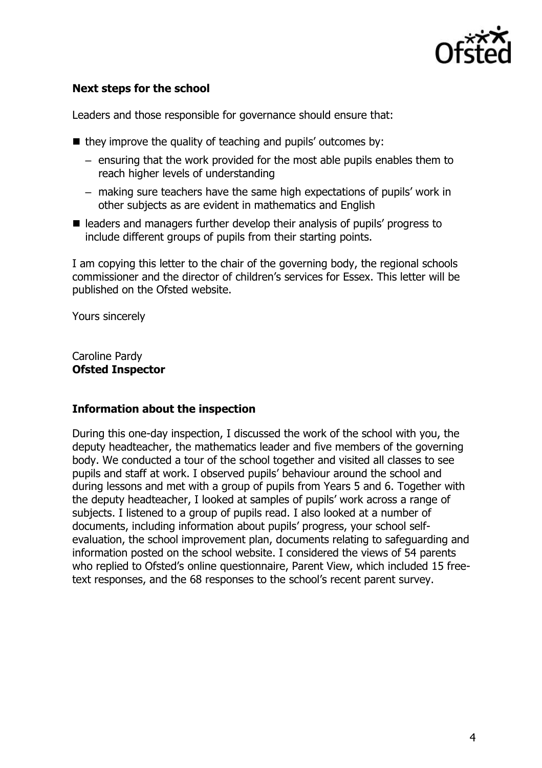### Next steps for the school

Leaders and those responsible for governance should ensure that:

- they improve the quality of teaching and pupils' outcomes by:
  - ensuring that the work provided for the most able pupils enables them to reach higher levels of understanding
  - making sure teachers have the same high expectations of pupils' work in other subjects as are evident in mathematics and English
- leaders and managers further develop their analysis of pupils' progress to include different groups of pupils from their starting points.

I am copying this letter to the chair of the governing body, the regional schools commissioner and the director of children's services for Essex. This letter will be published on the Ofsted website.

Yours sincerely

Caroline Pardy
**Ofsted Inspector**

### Information about the inspection

During this one-day inspection, I discussed the work of the school with you, the deputy headteacher, the mathematics leader and five members of the governing body. We conducted a tour of the school together and visited all classes to see pupils and staff at work. I observed pupils' behaviour around the school and during lessons and met with a group of pupils from Years 5 and 6. Together with the deputy headteacher, I looked at samples of pupils' work across a range of subjects. I listened to a group of pupils read. I also looked at a number of documents, including information about pupils' progress, your school self-evaluation, the school improvement plan, documents relating to safeguarding and information posted on the school website. I considered the views of 54 parents who replied to Ofsted's online questionnaire, Parent View, which included 15 free-text responses, and the 68 responses to the school's recent parent survey.